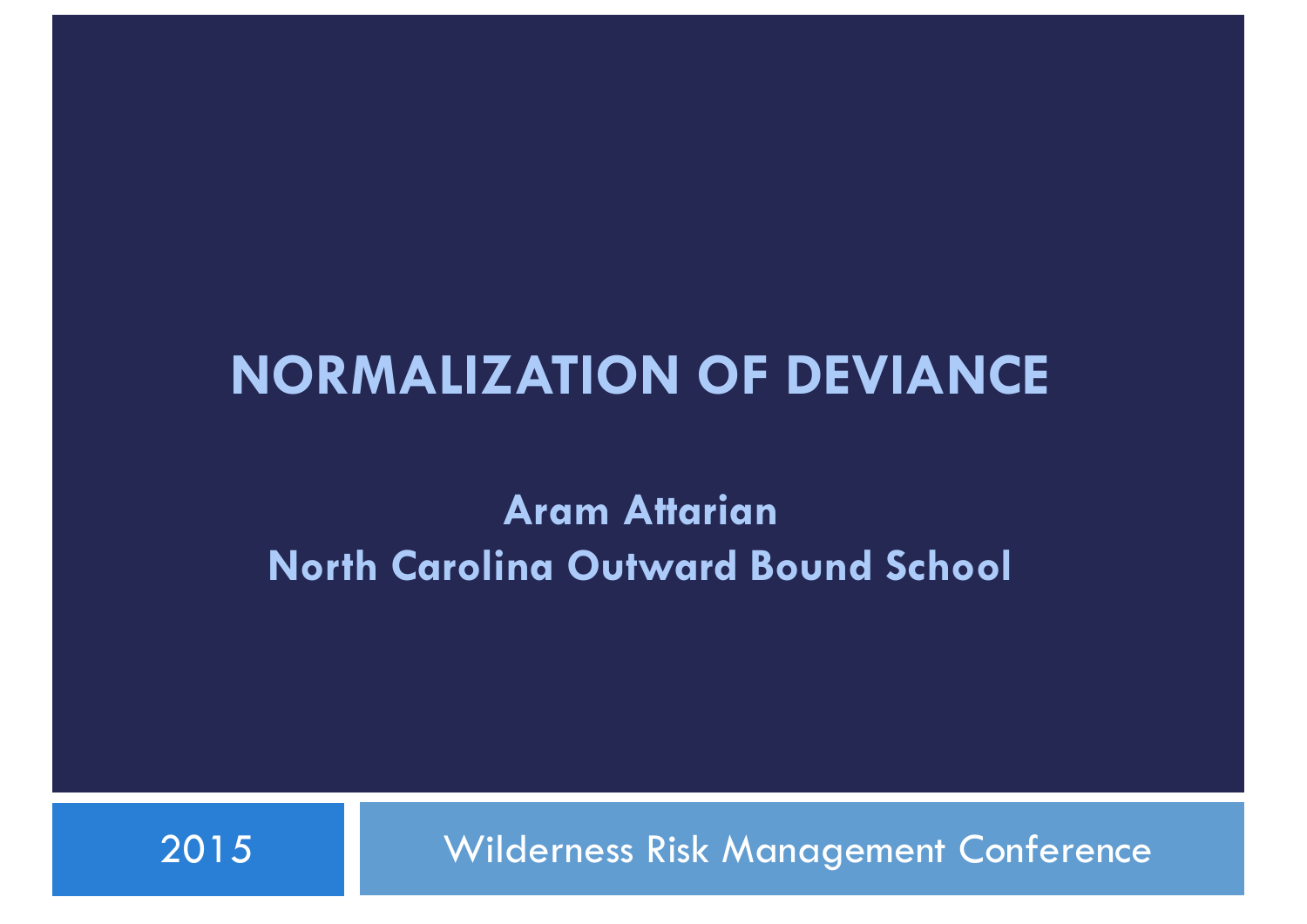# NORMALIZATION OF DEVIANCE

**Aram Attarian**
**North Carolina Outward Bound School**

2015

Wilderness Risk Management Conference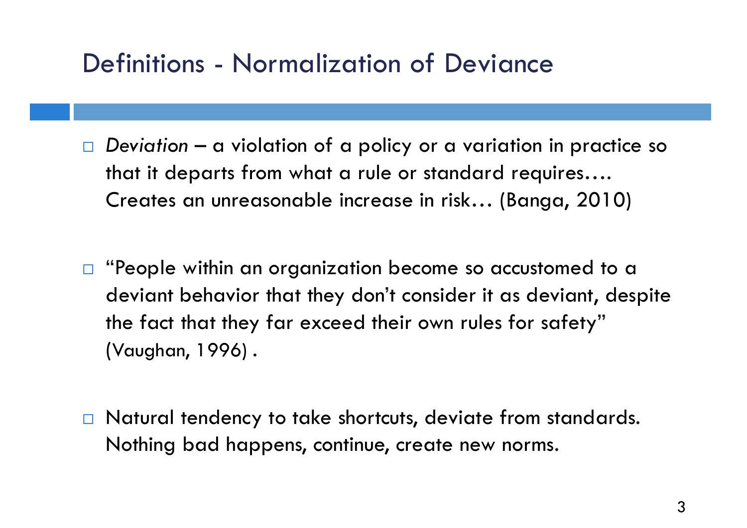## Definitions - Normalization of Deviance

- *Deviation* – a violation of a policy or a variation in practice so that it departs from what a rule or standard requires…. Creates an unreasonable increase in risk… (Banga, 2010)

- "People within an organization become so accustomed to a deviant behavior that they don't consider it as deviant, despite the fact that they far exceed their own rules for safety" (Vaughan, 1996) .

- Natural tendency to take shortcuts, deviate from standards. Nothing bad happens, continue, create new norms.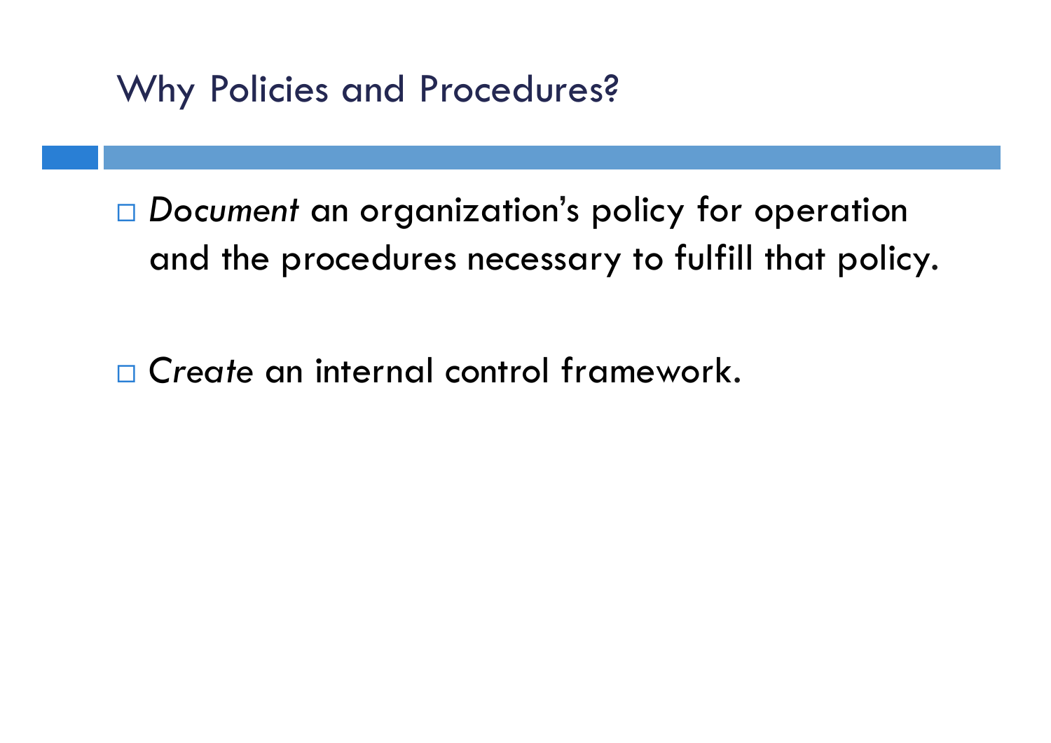# Why Policies and Procedures?

- *Document* an organization's policy for operation and the procedures necessary to fulfill that policy.

- *Create* an internal control framework.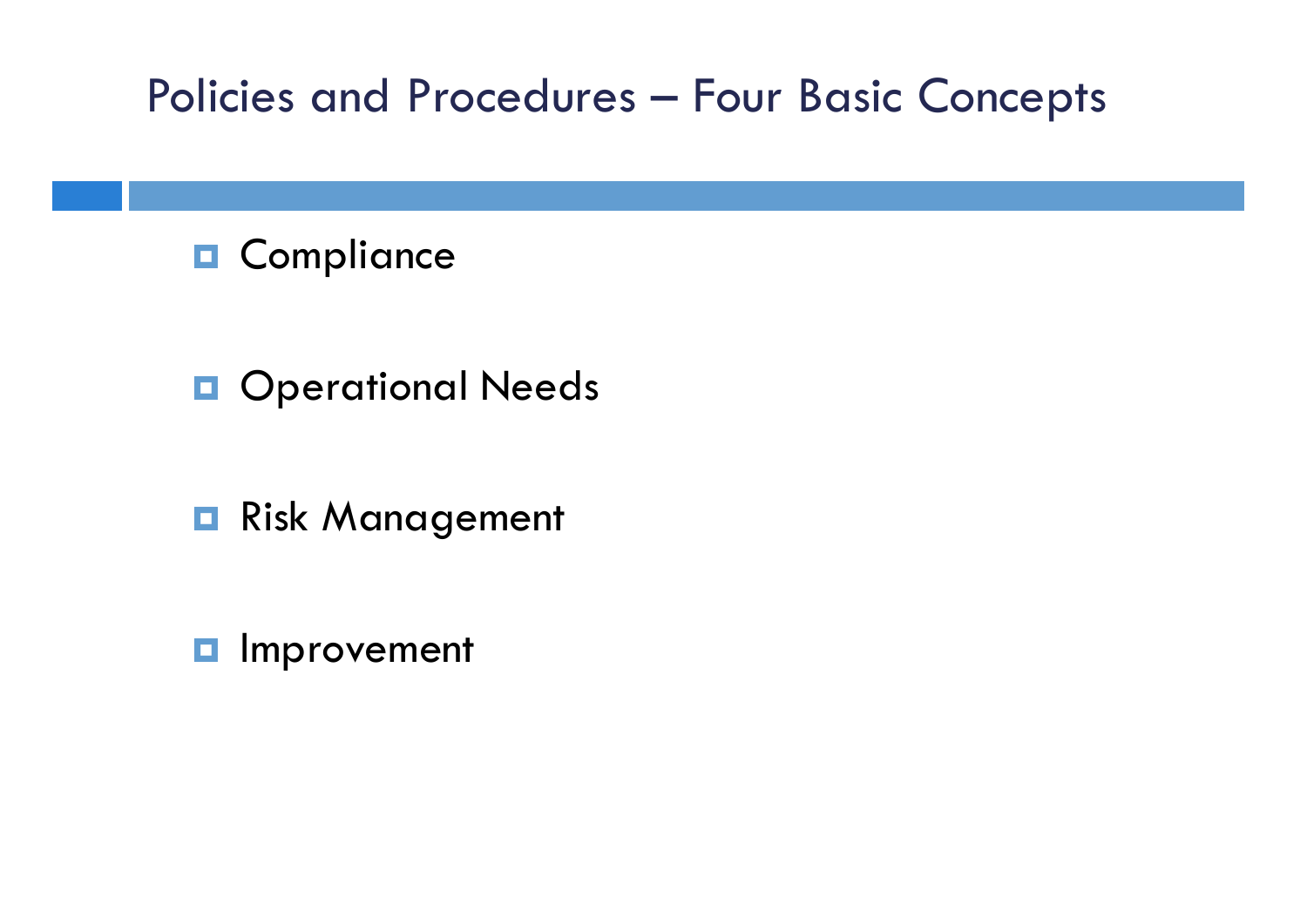# Policies and Procedures – Four Basic Concepts

- Compliance
- Operational Needs
- Risk Management
- Improvement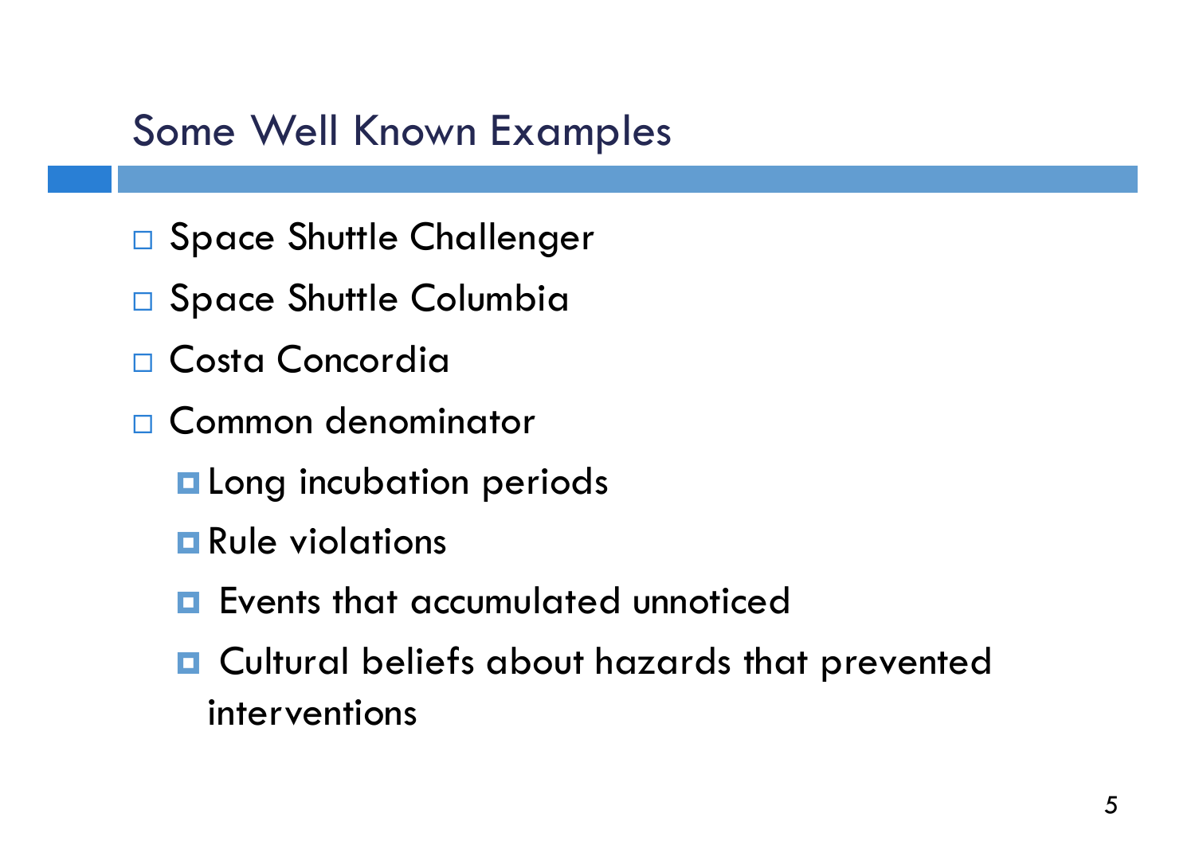## Some Well Known Examples

- Space Shuttle Challenger
- Space Shuttle Columbia
- Costa Concordia
- Common denominator
  - Long incubation periods
  - Rule violations
  - Events that accumulated unnoticed
  - Cultural beliefs about hazards that prevented interventions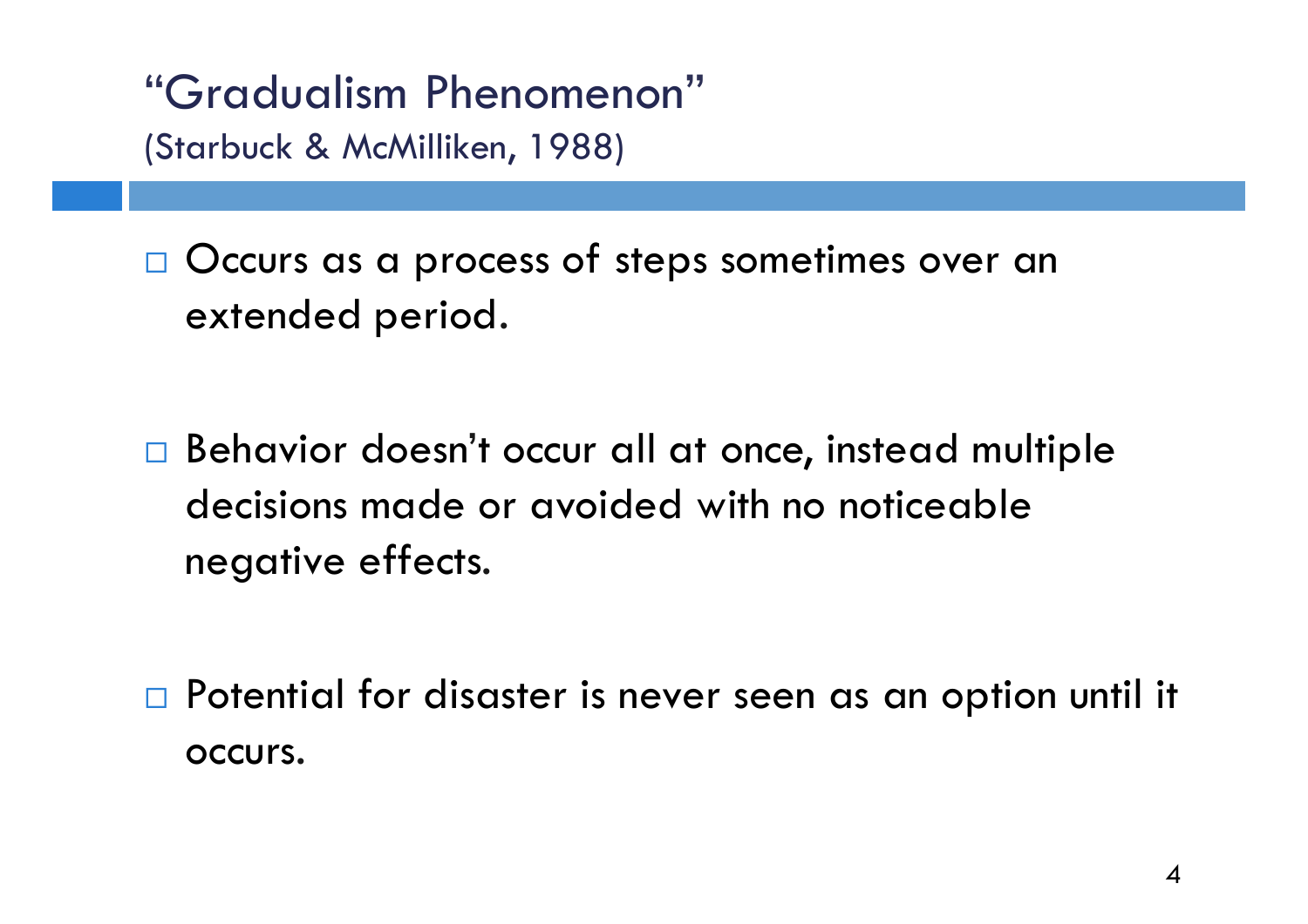# "Gradualism Phenomenon"

(Starbuck & McMilliken, 1988)

- Occurs as a process of steps sometimes over an extended period.
- Behavior doesn't occur all at once, instead multiple decisions made or avoided with no noticeable negative effects.
- Potential for disaster is never seen as an option until it occurs.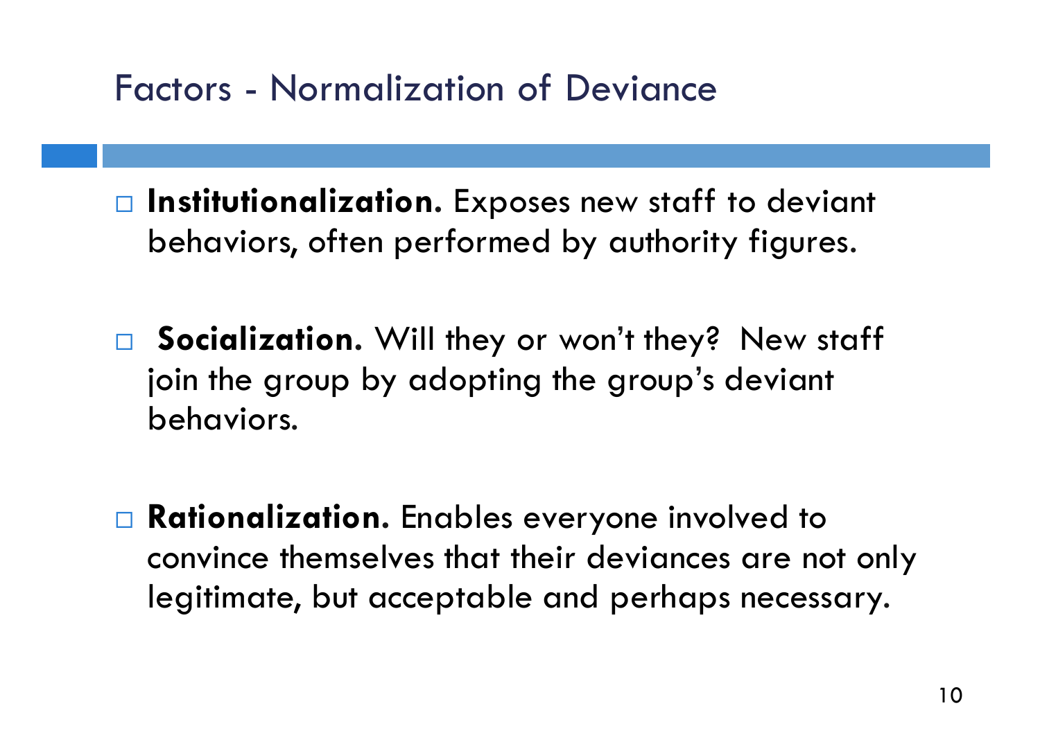# Factors - Normalization of Deviance

- **Institutionalization.** Exposes new staff to deviant behaviors, often performed by authority figures.

- **Socialization.** Will they or won't they? New staff join the group by adopting the group's deviant behaviors.

- **Rationalization.** Enables everyone involved to convince themselves that their deviances are not only legitimate, but acceptable and perhaps necessary.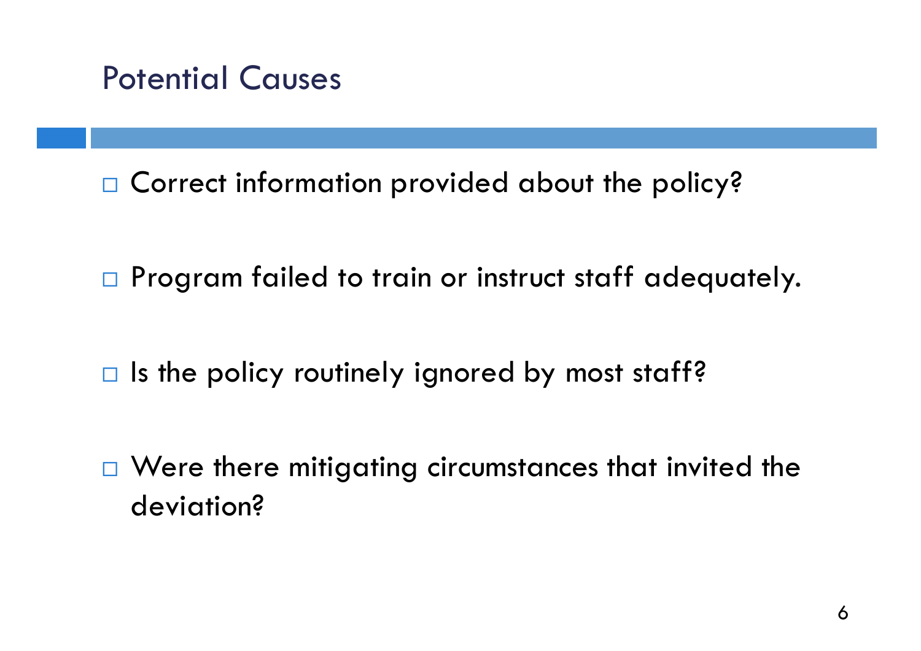## Potential Causes

- Correct information provided about the policy?
- Program failed to train or instruct staff adequately.
- Is the policy routinely ignored by most staff?
- Were there mitigating circumstances that invited the deviation?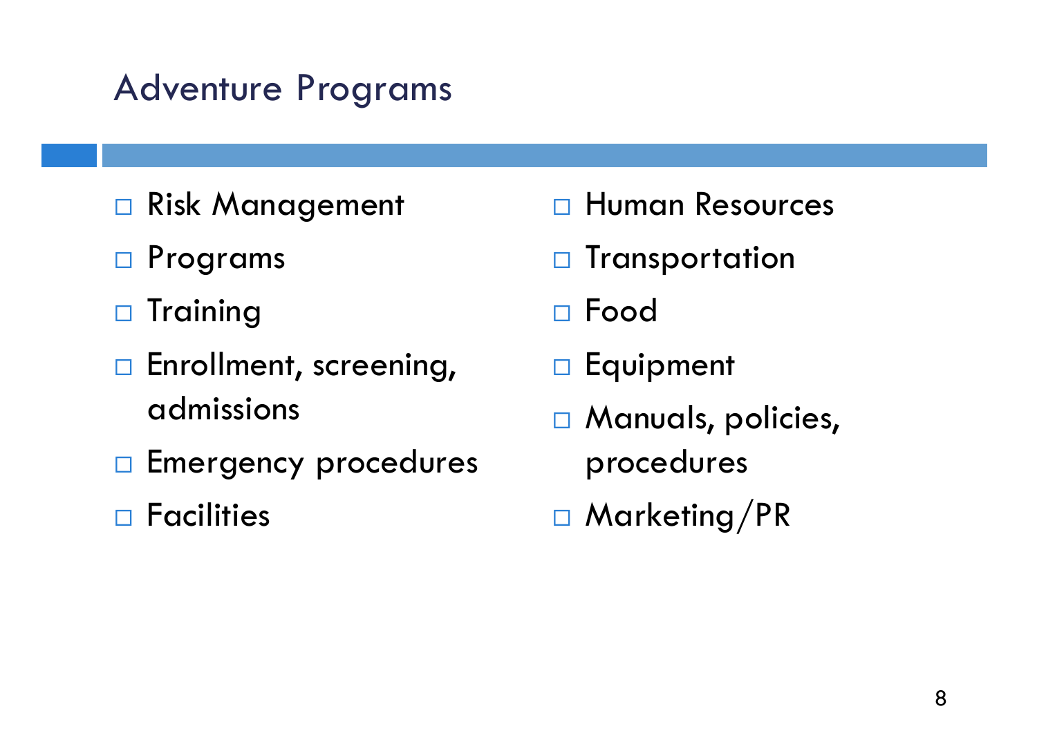# Adventure Programs

- Risk Management
- Programs
- Training
- Enrollment, screening, admissions
- Emergency procedures
- Facilities
- Human Resources
- Transportation
- Food
- Equipment
- Manuals, policies, procedures
- Marketing/PR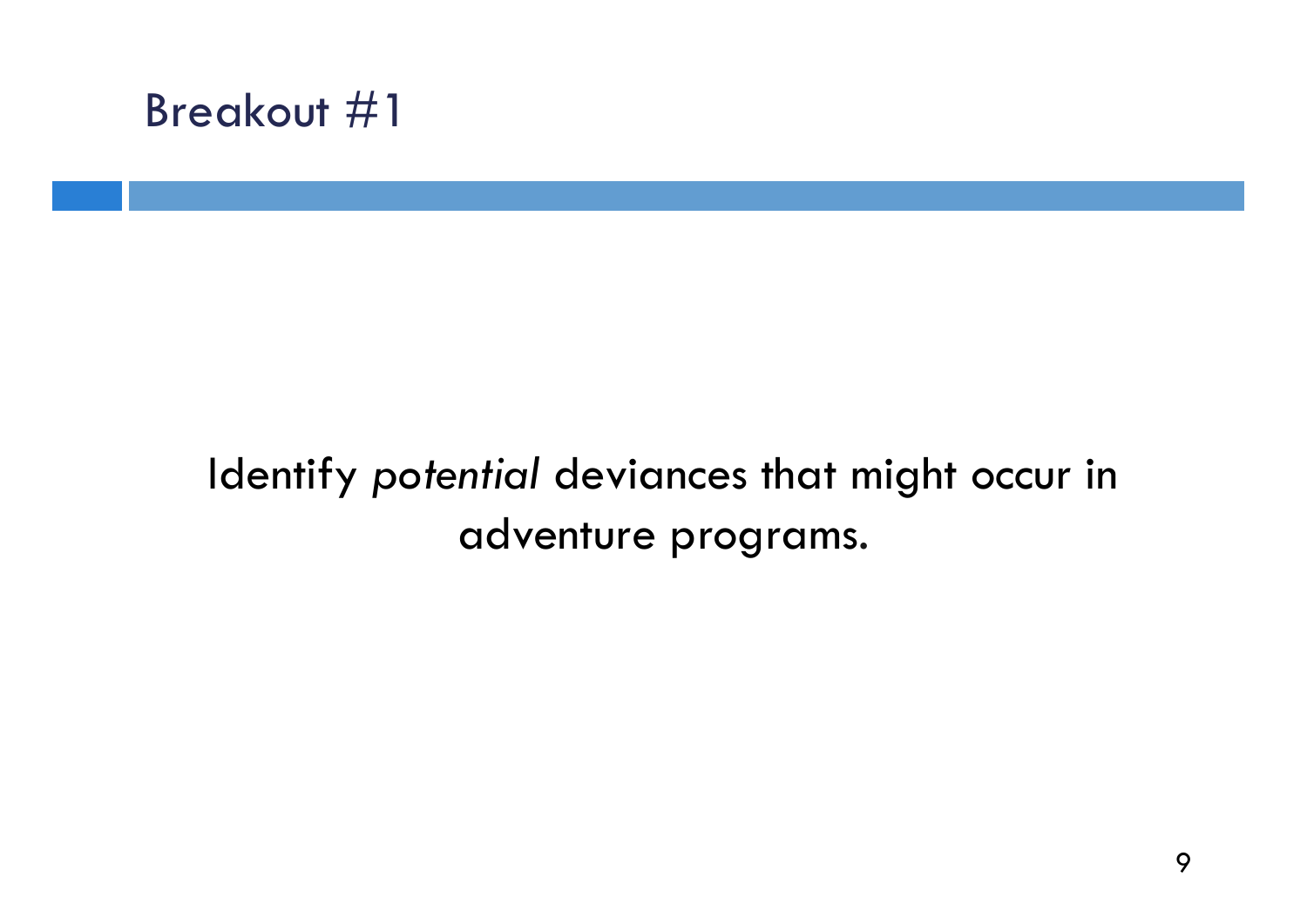# Breakout #1

Identify *potential* deviances that might occur in adventure programs.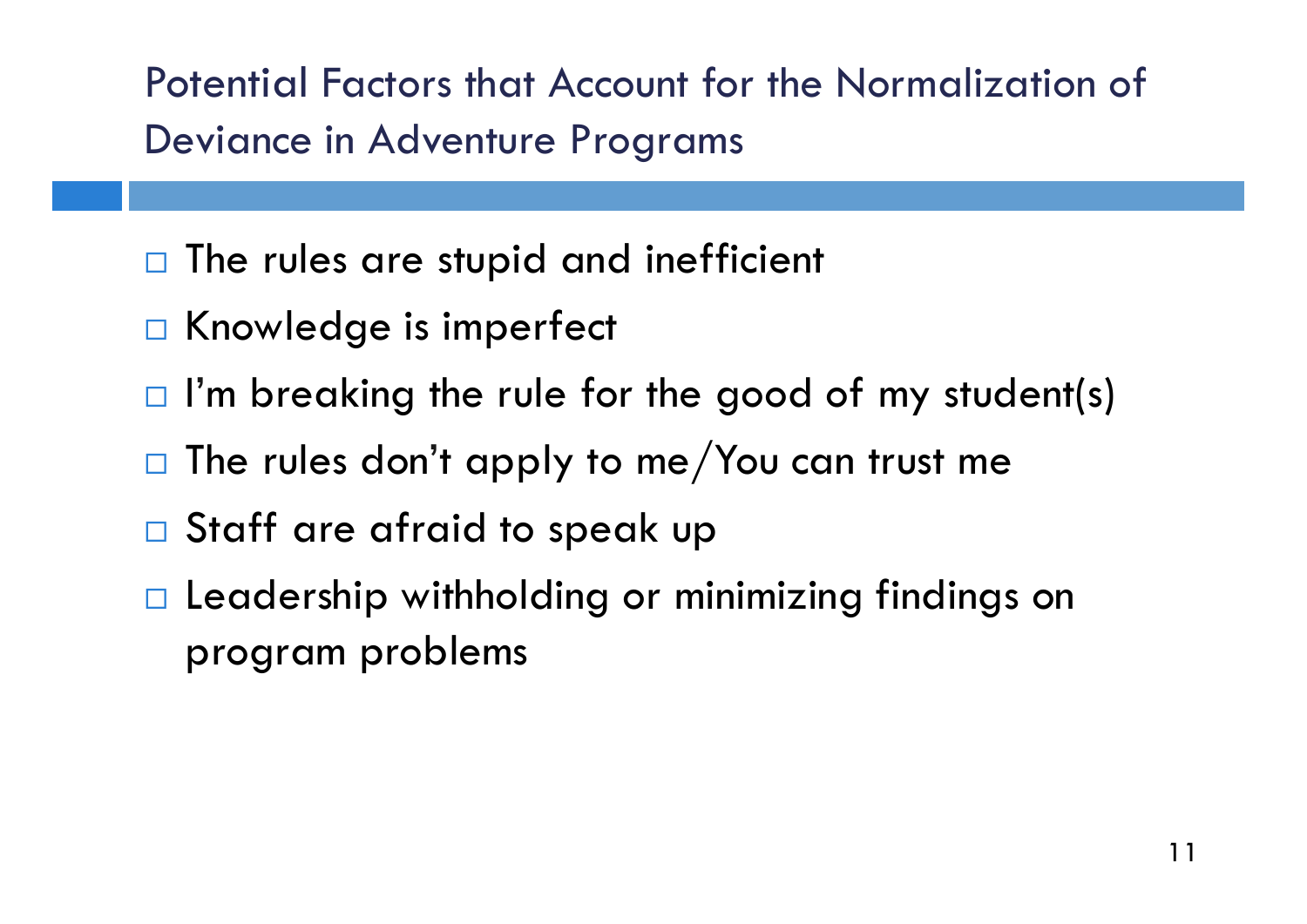## Potential Factors that Account for the Normalization of Deviance in Adventure Programs

- The rules are stupid and inefficient
- Knowledge is imperfect
- I'm breaking the rule for the good of my student(s)
- The rules don't apply to me/You can trust me
- Staff are afraid to speak up
- Leadership withholding or minimizing findings on program problems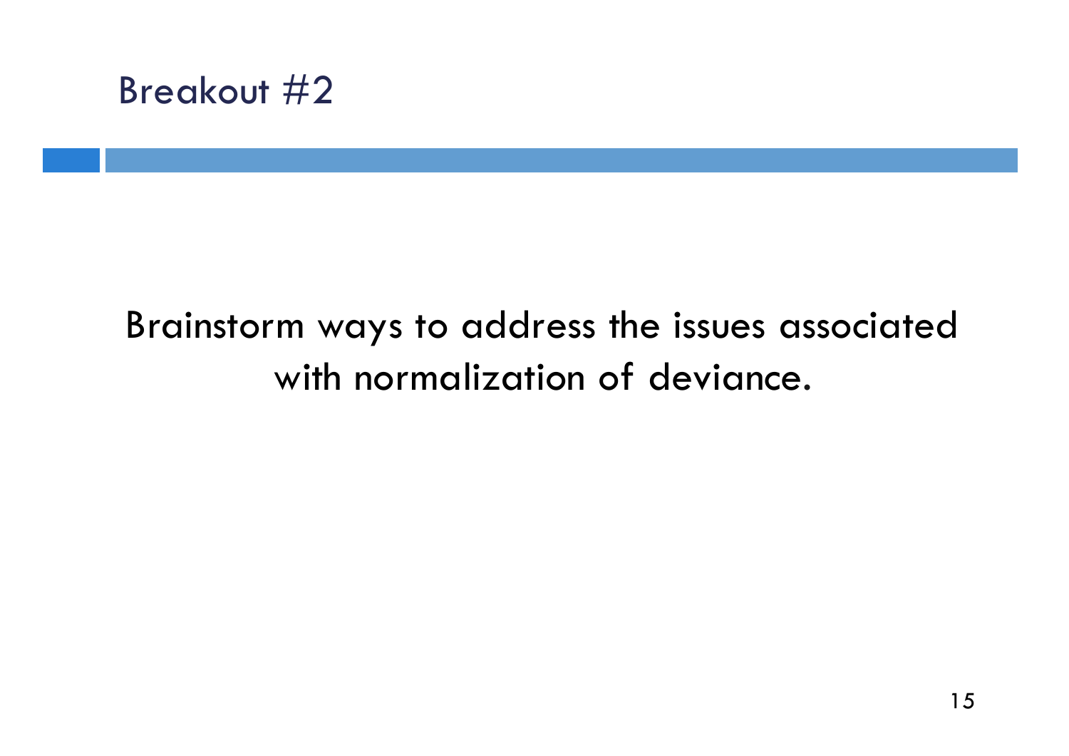# Breakout #2

Brainstorm ways to address the issues associated with normalization of deviance.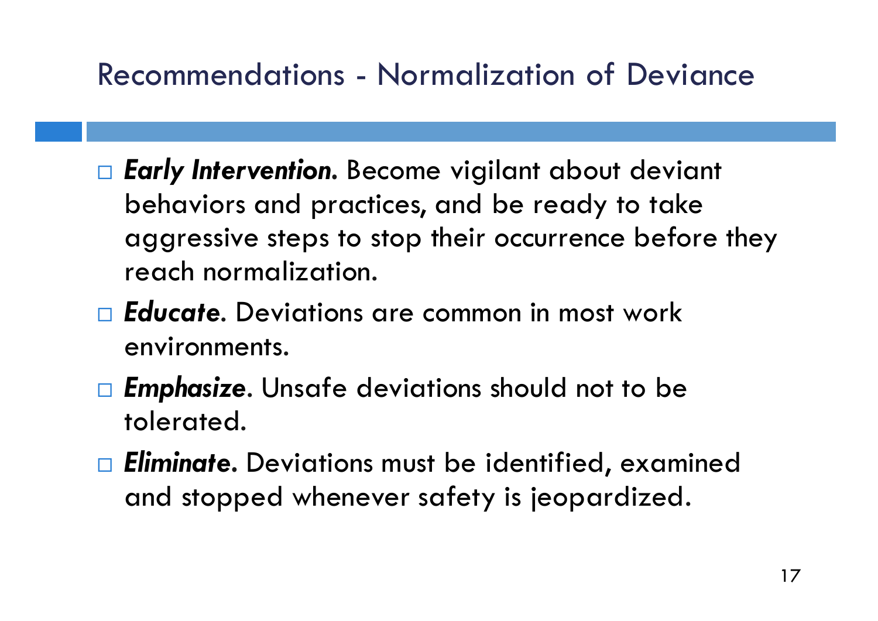## Recommendations - Normalization of Deviance

- ***Early Intervention.*** Become vigilant about deviant behaviors and practices, and be ready to take aggressive steps to stop their occurrence before they reach normalization.
- ***Educate***. Deviations are common in most work environments.
- ***Emphasize***. Unsafe deviations should not to be tolerated.
- ***Eliminate.*** Deviations must be identified, examined and stopped whenever safety is jeopardized.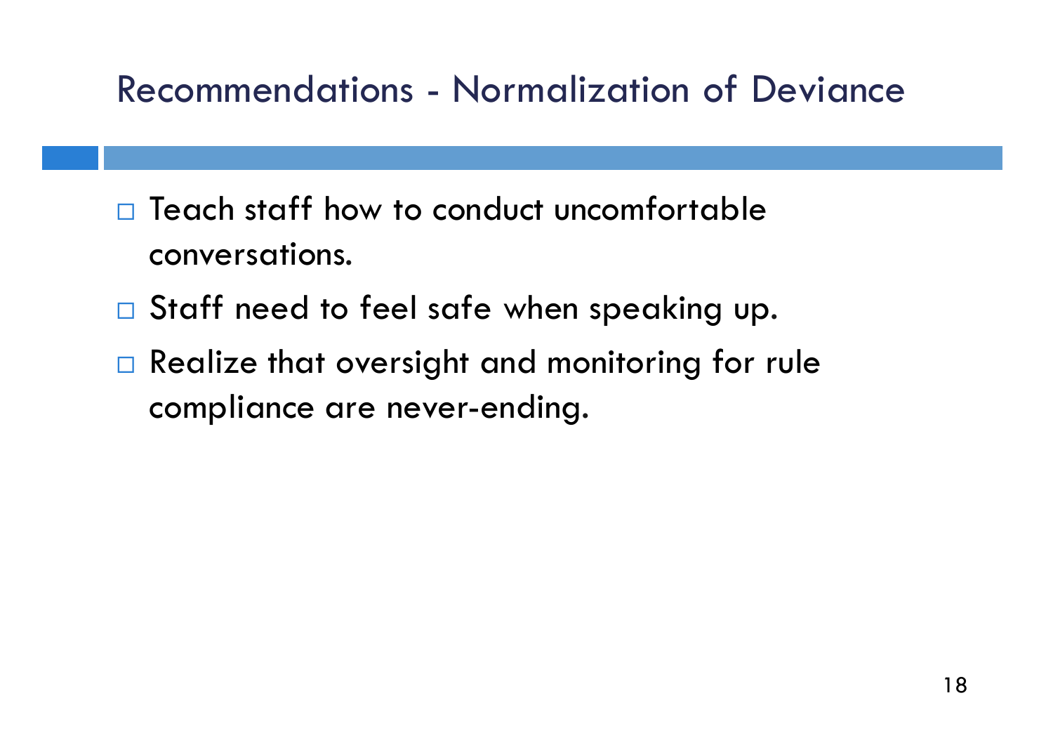## Recommendations - Normalization of Deviance

- Teach staff how to conduct uncomfortable conversations.
- Staff need to feel safe when speaking up.
- Realize that oversight and monitoring for rule compliance are never-ending.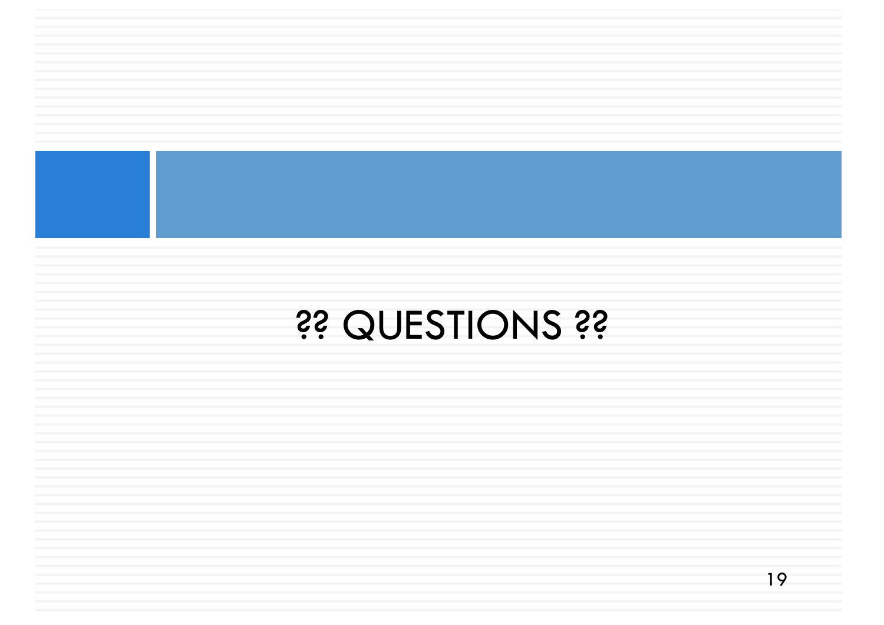?? QUESTIONS ??